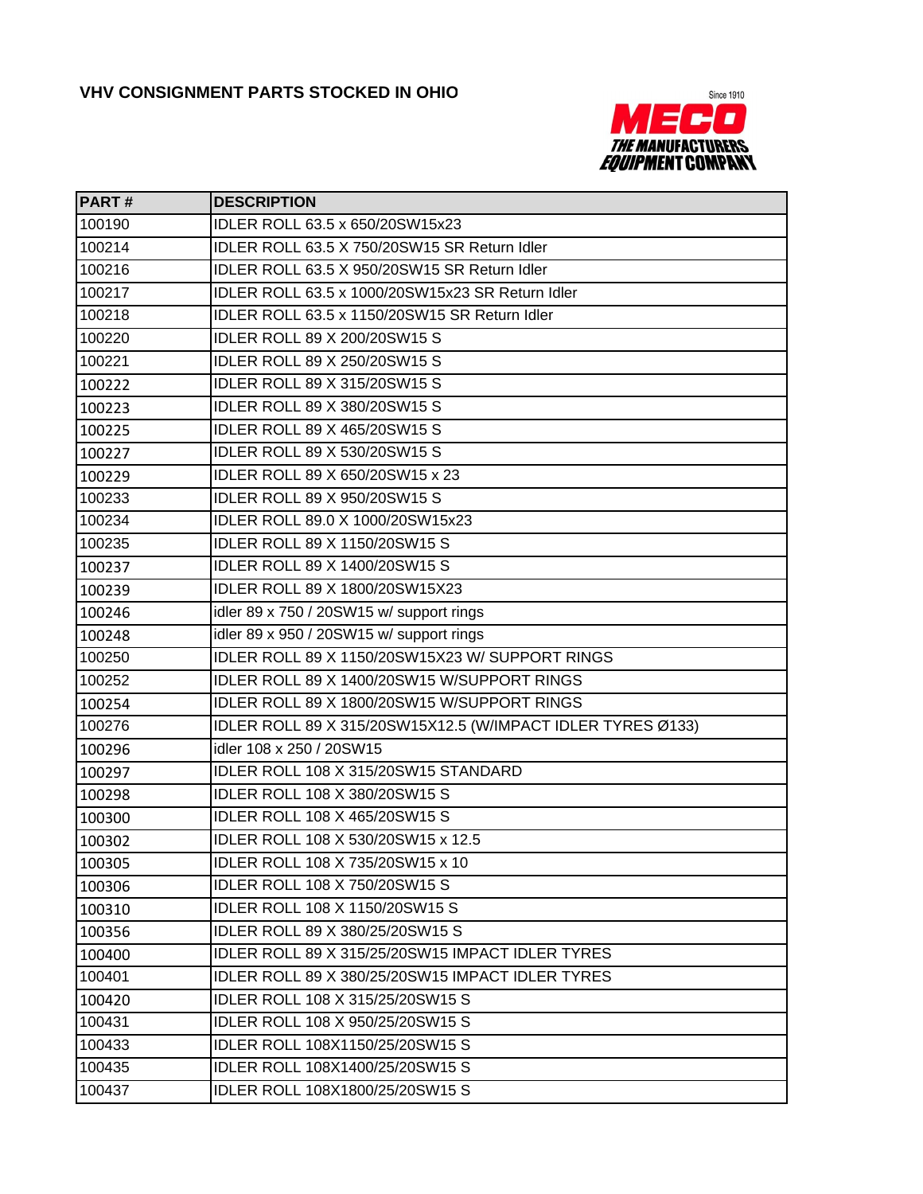# VHV CONSIGNMENT PARTS STOCKED IN OHIO

Since 1910
**MECO**
**THE MANUFACTURERS EQUIPMENT COMPANY**

| PART # | DESCRIPTION |
|---|---|
| 100190 | IDLER ROLL 63.5 x 650/20SW15x23 |
| 100214 | IDLER ROLL 63.5 X 750/20SW15 SR Return Idler |
| 100216 | IDLER ROLL 63.5 X 950/20SW15 SR Return Idler |
| 100217 | IDLER ROLL 63.5 x 1000/20SW15x23 SR Return Idler |
| 100218 | IDLER ROLL 63.5 x 1150/20SW15 SR Return Idler |
| 100220 | IDLER ROLL 89 X 200/20SW15 S |
| 100221 | IDLER ROLL 89 X 250/20SW15 S |
| 100222 | IDLER ROLL 89 X 315/20SW15 S |
| 100223 | IDLER ROLL 89 X 380/20SW15 S |
| 100225 | IDLER ROLL 89 X 465/20SW15 S |
| 100227 | IDLER ROLL 89 X 530/20SW15 S |
| 100229 | IDLER ROLL 89 X 650/20SW15 x 23 |
| 100233 | IDLER ROLL 89 X 950/20SW15 S |
| 100234 | IDLER ROLL 89.0 X 1000/20SW15x23 |
| 100235 | IDLER ROLL 89 X 1150/20SW15 S |
| 100237 | IDLER ROLL 89 X 1400/20SW15 S |
| 100239 | IDLER ROLL 89 X 1800/20SW15X23 |
| 100246 | idler 89 x 750 / 20SW15 w/ support rings |
| 100248 | idler 89 x 950 / 20SW15 w/ support rings |
| 100250 | IDLER ROLL 89 X 1150/20SW15X23 W/ SUPPORT RINGS |
| 100252 | IDLER ROLL 89 X 1400/20SW15 W/SUPPORT RINGS |
| 100254 | IDLER ROLL 89 X 1800/20SW15 W/SUPPORT RINGS |
| 100276 | IDLER ROLL 89 X 315/20SW15X12.5 (W/IMPACT IDLER TYRES Ø133) |
| 100296 | idler 108 x 250 / 20SW15 |
| 100297 | IDLER ROLL 108 X 315/20SW15 STANDARD |
| 100298 | IDLER ROLL 108 X 380/20SW15 S |
| 100300 | IDLER ROLL 108 X 465/20SW15 S |
| 100302 | IDLER ROLL 108 X 530/20SW15 x 12.5 |
| 100305 | IDLER ROLL 108 X 735/20SW15 x 10 |
| 100306 | IDLER ROLL 108 X 750/20SW15 S |
| 100310 | IDLER ROLL 108 X 1150/20SW15 S |
| 100356 | IDLER ROLL 89 X 380/25/20SW15 S |
| 100400 | IDLER ROLL 89 X 315/25/20SW15 IMPACT IDLER TYRES |
| 100401 | IDLER ROLL 89 X 380/25/20SW15 IMPACT IDLER TYRES |
| 100420 | IDLER ROLL 108 X 315/25/20SW15 S |
| 100431 | IDLER ROLL 108 X 950/25/20SW15 S |
| 100433 | IDLER ROLL 108X1150/25/20SW15 S |
| 100435 | IDLER ROLL 108X1400/25/20SW15 S |
| 100437 | IDLER ROLL 108X1800/25/20SW15 S |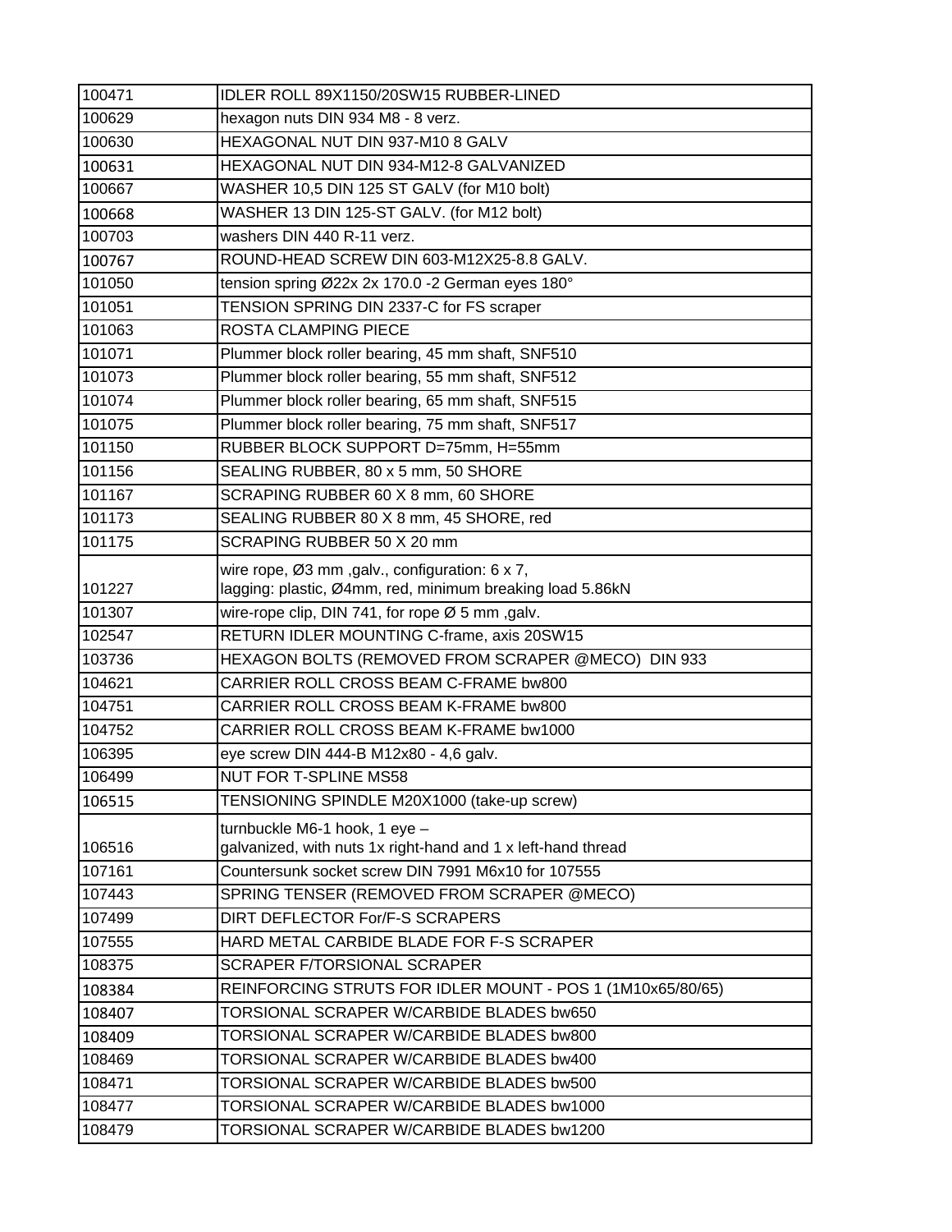| 100471 | IDLER ROLL 89X1150/20SW15 RUBBER-LINED |
|---|---|
| 100629 | hexagon nuts DIN 934 M8 - 8 verz. |
| 100630 | HEXAGONAL NUT DIN 937-M10 8 GALV |
| 100631 | HEXAGONAL NUT DIN 934-M12-8 GALVANIZED |
| 100667 | WASHER 10,5 DIN 125 ST GALV (for M10 bolt) |
| 100668 | WASHER 13 DIN 125-ST GALV. (for M12 bolt) |
| 100703 | washers DIN 440 R-11 verz. |
| 100767 | ROUND-HEAD SCREW DIN 603-M12X25-8.8 GALV. |
| 101050 | tension spring Ø22x 2x 170.0 -2 German eyes 180° |
| 101051 | TENSION SPRING DIN 2337-C for FS scraper |
| 101063 | ROSTA CLAMPING PIECE |
| 101071 | Plummer block roller bearing, 45 mm shaft, SNF510 |
| 101073 | Plummer block roller bearing, 55 mm shaft, SNF512 |
| 101074 | Plummer block roller bearing, 65 mm shaft, SNF515 |
| 101075 | Plummer block roller bearing, 75 mm shaft, SNF517 |
| 101150 | RUBBER BLOCK SUPPORT D=75mm, H=55mm |
| 101156 | SEALING RUBBER, 80 x 5 mm, 50 SHORE |
| 101167 | SCRAPING RUBBER 60 X 8 mm, 60 SHORE |
| 101173 | SEALING RUBBER 80 X 8 mm, 45 SHORE, red |
| 101175 | SCRAPING RUBBER 50 X 20 mm |
| 101227 | wire rope, Ø3 mm ,galv., configuration: 6 x 7, lagging: plastic, Ø4mm, red, minimum breaking load 5.86kN |
| 101307 | wire-rope clip, DIN 741, for rope Ø 5 mm ,galv. |
| 102547 | RETURN IDLER MOUNTING C-frame, axis 20SW15 |
| 103736 | HEXAGON BOLTS (REMOVED FROM SCRAPER @MECO) DIN 933 |
| 104621 | CARRIER ROLL CROSS BEAM C-FRAME bw800 |
| 104751 | CARRIER ROLL CROSS BEAM K-FRAME bw800 |
| 104752 | CARRIER ROLL CROSS BEAM K-FRAME bw1000 |
| 106395 | eye screw DIN 444-B M12x80 - 4,6 galv. |
| 106499 | NUT FOR T-SPLINE MS58 |
| 106515 | TENSIONING SPINDLE M20X1000 (take-up screw) |
| 106516 | turnbuckle M6-1 hook, 1 eye – galvanized, with nuts 1x right-hand and 1 x left-hand thread |
| 107161 | Countersunk socket screw DIN 7991 M6x10 for 107555 |
| 107443 | SPRING TENSER (REMOVED FROM SCRAPER @MECO) |
| 107499 | DIRT DEFLECTOR For/F-S SCRAPERS |
| 107555 | HARD METAL CARBIDE BLADE FOR F-S SCRAPER |
| 108375 | SCRAPER F/TORSIONAL SCRAPER |
| 108384 | REINFORCING STRUTS FOR IDLER MOUNT - POS 1 (1M10x65/80/65) |
| 108407 | TORSIONAL SCRAPER W/CARBIDE BLADES bw650 |
| 108409 | TORSIONAL SCRAPER W/CARBIDE BLADES bw800 |
| 108469 | TORSIONAL SCRAPER W/CARBIDE BLADES bw400 |
| 108471 | TORSIONAL SCRAPER W/CARBIDE BLADES bw500 |
| 108477 | TORSIONAL SCRAPER W/CARBIDE BLADES bw1000 |
| 108479 | TORSIONAL SCRAPER W/CARBIDE BLADES bw1200 |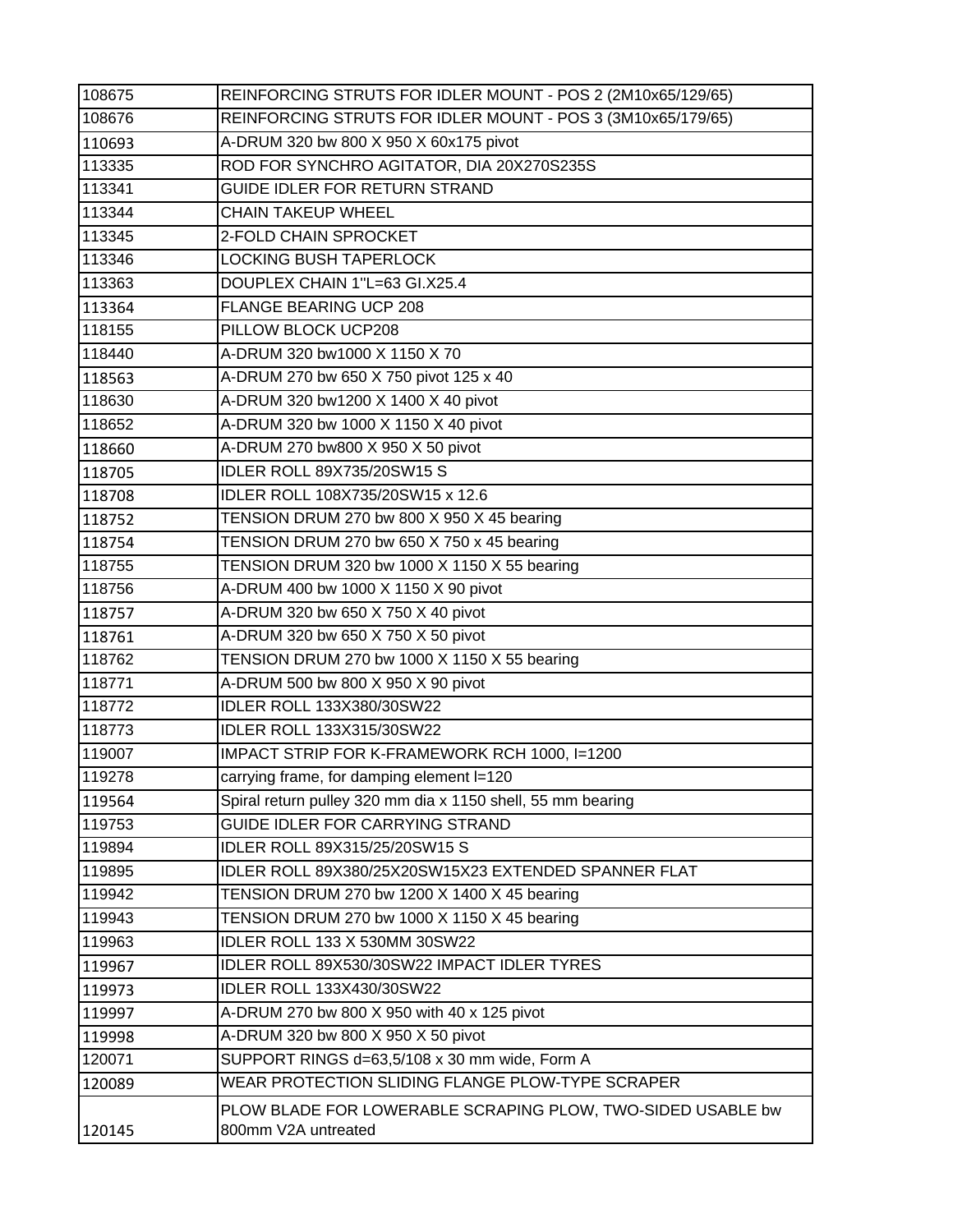| 108675 | REINFORCING STRUTS FOR IDLER MOUNT - POS 2 (2M10x65/129/65) |
|---|---|
| 108676 | REINFORCING STRUTS FOR IDLER MOUNT - POS 3 (3M10x65/179/65) |
| 110693 | A-DRUM 320 bw 800 X 950 X 60x175 pivot |
| 113335 | ROD FOR SYNCHRO AGITATOR, DIA 20X270S235S |
| 113341 | GUIDE IDLER FOR RETURN STRAND |
| 113344 | CHAIN TAKEUP WHEEL |
| 113345 | 2-FOLD CHAIN SPROCKET |
| 113346 | LOCKING BUSH TAPERLOCK |
| 113363 | DOUPLEX CHAIN 1"L=63 GI.X25.4 |
| 113364 | FLANGE BEARING UCP 208 |
| 118155 | PILLOW BLOCK UCP208 |
| 118440 | A-DRUM 320 bw1000 X 1150 X 70 |
| 118563 | A-DRUM 270 bw 650 X 750 pivot 125 x 40 |
| 118630 | A-DRUM 320 bw1200 X 1400 X 40 pivot |
| 118652 | A-DRUM 320 bw 1000 X 1150 X 40 pivot |
| 118660 | A-DRUM 270 bw800 X 950 X 50 pivot |
| 118705 | IDLER ROLL 89X735/20SW15 S |
| 118708 | IDLER ROLL 108X735/20SW15 x 12.6 |
| 118752 | TENSION DRUM 270 bw 800 X 950 X 45 bearing |
| 118754 | TENSION DRUM 270 bw 650 X 750 x 45 bearing |
| 118755 | TENSION DRUM 320 bw 1000 X 1150 X 55 bearing |
| 118756 | A-DRUM 400 bw 1000 X 1150 X 90 pivot |
| 118757 | A-DRUM 320 bw 650 X 750 X 40 pivot |
| 118761 | A-DRUM 320 bw 650 X 750 X 50 pivot |
| 118762 | TENSION DRUM 270 bw 1000 X 1150 X 55 bearing |
| 118771 | A-DRUM 500 bw 800 X 950 X 90 pivot |
| 118772 | IDLER ROLL 133X380/30SW22 |
| 118773 | IDLER ROLL 133X315/30SW22 |
| 119007 | IMPACT STRIP FOR K-FRAMEWORK RCH 1000, I=1200 |
| 119278 | carrying frame, for damping element l=120 |
| 119564 | Spiral return pulley 320 mm dia x 1150 shell, 55 mm bearing |
| 119753 | GUIDE IDLER FOR CARRYING STRAND |
| 119894 | IDLER ROLL 89X315/25/20SW15 S |
| 119895 | IDLER ROLL 89X380/25X20SW15X23 EXTENDED SPANNER FLAT |
| 119942 | TENSION DRUM 270 bw 1200 X 1400 X 45 bearing |
| 119943 | TENSION DRUM 270 bw 1000 X 1150 X 45 bearing |
| 119963 | IDLER ROLL 133 X 530MM 30SW22 |
| 119967 | IDLER ROLL 89X530/30SW22 IMPACT IDLER TYRES |
| 119973 | IDLER ROLL 133X430/30SW22 |
| 119997 | A-DRUM 270 bw 800 X 950 with 40 x 125 pivot |
| 119998 | A-DRUM 320 bw 800 X 950 X 50 pivot |
| 120071 | SUPPORT RINGS d=63,5/108 x 30 mm wide, Form A |
| 120089 | WEAR PROTECTION SLIDING FLANGE PLOW-TYPE SCRAPER |
| 120145 | PLOW BLADE FOR LOWERABLE SCRAPING PLOW, TWO-SIDED USABLE bw 800mm V2A untreated |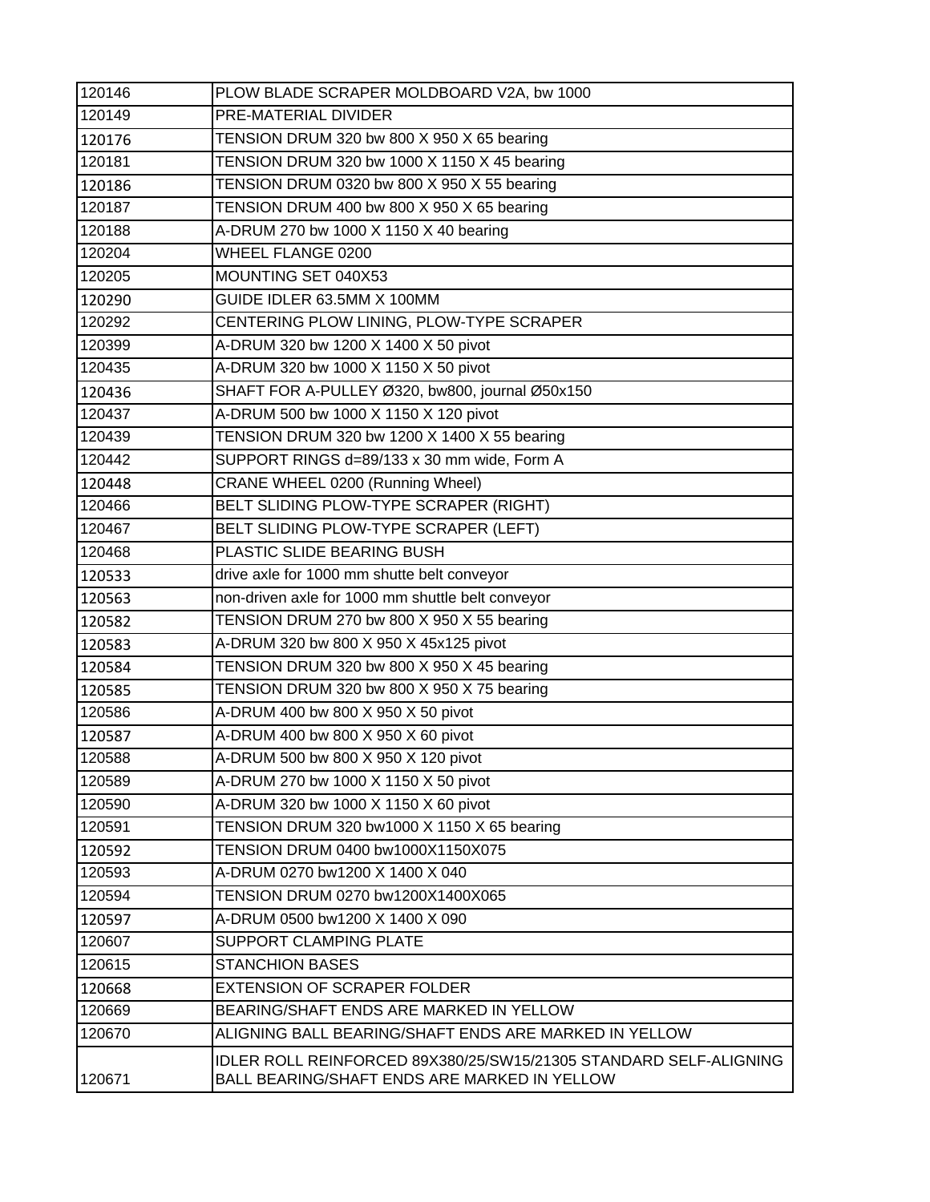| | |
|---|---|
| 120146 | PLOW BLADE SCRAPER MOLDBOARD V2A, bw 1000 |
| 120149 | PRE-MATERIAL DIVIDER |
| 120176 | TENSION DRUM 320 bw 800 X 950 X 65 bearing |
| 120181 | TENSION DRUM 320 bw 1000 X 1150 X 45 bearing |
| 120186 | TENSION DRUM 0320 bw 800 X 950 X 55 bearing |
| 120187 | TENSION DRUM 400 bw 800 X 950 X 65 bearing |
| 120188 | A-DRUM 270 bw 1000 X 1150 X 40 bearing |
| 120204 | WHEEL FLANGE 0200 |
| 120205 | MOUNTING SET 040X53 |
| 120290 | GUIDE IDLER 63.5MM X 100MM |
| 120292 | CENTERING PLOW LINING, PLOW-TYPE SCRAPER |
| 120399 | A-DRUM 320 bw 1200 X 1400 X 50 pivot |
| 120435 | A-DRUM 320 bw 1000 X 1150 X 50 pivot |
| 120436 | SHAFT FOR A-PULLEY Ø320, bw800, journal Ø50x150 |
| 120437 | A-DRUM 500 bw 1000 X 1150 X 120 pivot |
| 120439 | TENSION DRUM 320 bw 1200 X 1400 X 55 bearing |
| 120442 | SUPPORT RINGS d=89/133 x 30 mm wide, Form A |
| 120448 | CRANE WHEEL 0200 (Running Wheel) |
| 120466 | BELT SLIDING PLOW-TYPE SCRAPER (RIGHT) |
| 120467 | BELT SLIDING PLOW-TYPE SCRAPER (LEFT) |
| 120468 | PLASTIC SLIDE BEARING BUSH |
| 120533 | drive axle for 1000 mm shutte belt conveyor |
| 120563 | non-driven axle for 1000 mm shuttle belt conveyor |
| 120582 | TENSION DRUM 270 bw 800 X 950 X 55 bearing |
| 120583 | A-DRUM 320 bw 800 X 950 X 45x125 pivot |
| 120584 | TENSION DRUM 320 bw 800 X 950 X 45 bearing |
| 120585 | TENSION DRUM 320 bw 800 X 950 X 75 bearing |
| 120586 | A-DRUM 400 bw 800 X 950 X 50 pivot |
| 120587 | A-DRUM 400 bw 800 X 950 X 60 pivot |
| 120588 | A-DRUM 500 bw 800 X 950 X 120 pivot |
| 120589 | A-DRUM 270 bw 1000 X 1150 X 50 pivot |
| 120590 | A-DRUM 320 bw 1000 X 1150 X 60 pivot |
| 120591 | TENSION DRUM 320 bw1000 X 1150 X 65 bearing |
| 120592 | TENSION DRUM 0400 bw1000X1150X075 |
| 120593 | A-DRUM 0270 bw1200 X 1400 X 040 |
| 120594 | TENSION DRUM 0270 bw1200X1400X065 |
| 120597 | A-DRUM 0500 bw1200 X 1400 X 090 |
| 120607 | SUPPORT CLAMPING PLATE |
| 120615 | STANCHION BASES |
| 120668 | EXTENSION OF SCRAPER FOLDER |
| 120669 | BEARING/SHAFT ENDS ARE MARKED IN YELLOW |
| 120670 | ALIGNING BALL BEARING/SHAFT ENDS ARE MARKED IN YELLOW |
| 120671 | IDLER ROLL REINFORCED 89X380/25/SW15/21305 STANDARD SELF-ALIGNING BALL BEARING/SHAFT ENDS ARE MARKED IN YELLOW |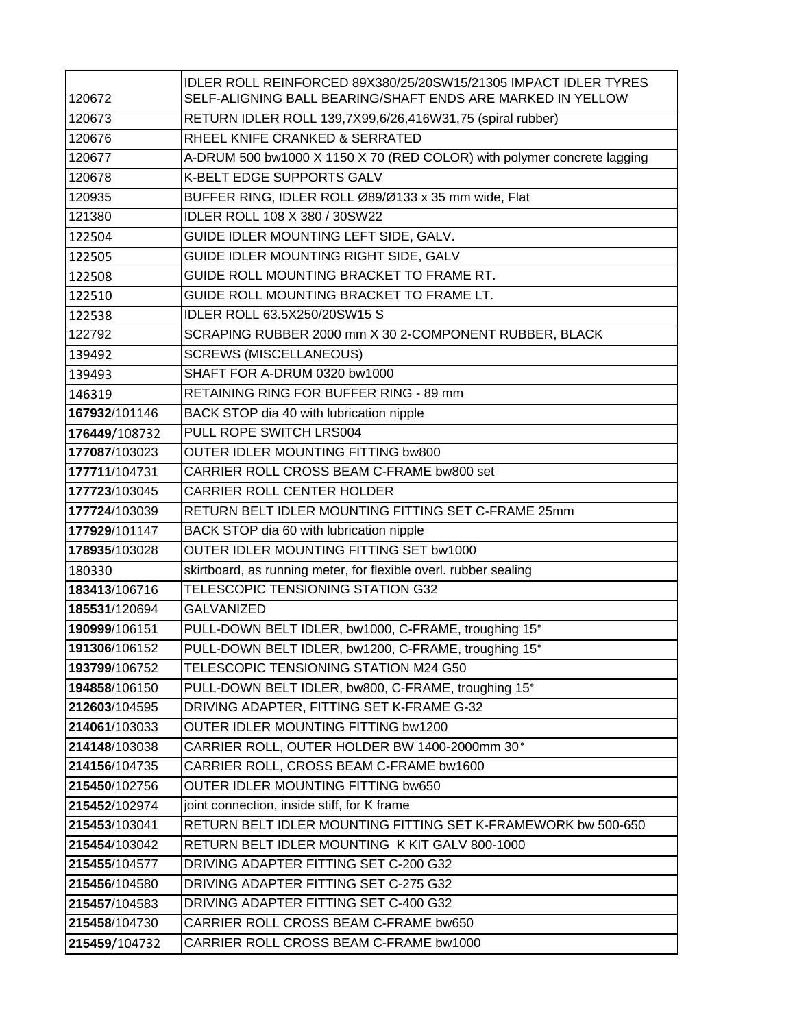| | |
|---|---|
| 120672 | IDLER ROLL REINFORCED 89X380/25/20SW15/21305 IMPACT IDLER TYRES SELF-ALIGNING BALL BEARING/SHAFT ENDS ARE MARKED IN YELLOW |
| 120673 | RETURN IDLER ROLL 139,7X99,6/26,416W31,75 (spiral rubber) |
| 120676 | RHEEL KNIFE CRANKED & SERRATED |
| 120677 | A-DRUM 500 bw1000 X 1150 X 70 (RED COLOR) with polymer concrete lagging |
| 120678 | K-BELT EDGE SUPPORTS GALV |
| 120935 | BUFFER RING, IDLER ROLL Ø89/Ø133 x 35 mm wide, Flat |
| 121380 | IDLER ROLL 108 X 380 / 30SW22 |
| 122504 | GUIDE IDLER MOUNTING LEFT SIDE, GALV. |
| 122505 | GUIDE IDLER MOUNTING RIGHT SIDE, GALV |
| 122508 | GUIDE ROLL MOUNTING BRACKET TO FRAME RT. |
| 122510 | GUIDE ROLL MOUNTING BRACKET TO FRAME LT. |
| 122538 | IDLER ROLL 63.5X250/20SW15 S |
| 122792 | SCRAPING RUBBER 2000 mm X 30 2-COMPONENT RUBBER, BLACK |
| 139492 | SCREWS (MISCELLANEOUS) |
| 139493 | SHAFT FOR A-DRUM 0320 bw1000 |
| 146319 | RETAINING RING FOR BUFFER RING - 89 mm |
| **167932**/101146 | BACK STOP dia 40 with lubrication nipple |
| **176449**/108732 | PULL ROPE SWITCH LRS004 |
| **177087**/103023 | OUTER IDLER MOUNTING FITTING bw800 |
| **177711**/104731 | CARRIER ROLL CROSS BEAM C-FRAME bw800 set |
| **177723**/103045 | CARRIER ROLL CENTER HOLDER |
| **177724**/103039 | RETURN BELT IDLER MOUNTING FITTING SET C-FRAME 25mm |
| **177929**/101147 | BACK STOP dia 60 with lubrication nipple |
| **178935**/103028 | OUTER IDLER MOUNTING FITTING SET bw1000 |
| 180330 | skirtboard, as running meter, for flexible overl. rubber sealing |
| **183413**/106716 | TELESCOPIC TENSIONING STATION G32 |
| **185531**/120694 | GALVANIZED |
| **190999**/106151 | PULL-DOWN BELT IDLER, bw1000, C-FRAME, troughing 15° |
| **191306**/106152 | PULL-DOWN BELT IDLER, bw1200, C-FRAME, troughing 15° |
| **193799**/106752 | TELESCOPIC TENSIONING STATION M24 G50 |
| **194858**/106150 | PULL-DOWN BELT IDLER, bw800, C-FRAME, troughing 15° |
| **212603**/104595 | DRIVING ADAPTER, FITTING SET K-FRAME G-32 |
| **214061**/103033 | OUTER IDLER MOUNTING FITTING bw1200 |
| **214148**/103038 | CARRIER ROLL, OUTER HOLDER BW 1400-2000mm 30° |
| **214156**/104735 | CARRIER ROLL, CROSS BEAM C-FRAME bw1600 |
| **215450**/102756 | OUTER IDLER MOUNTING FITTING bw650 |
| **215452**/102974 | joint connection, inside stiff, for K frame |
| **215453**/103041 | RETURN BELT IDLER MOUNTING FITTING SET K-FRAMEWORK bw 500-650 |
| **215454**/103042 | RETURN BELT IDLER MOUNTING K KIT GALV 800-1000 |
| **215455**/104577 | DRIVING ADAPTER FITTING SET C-200 G32 |
| **215456**/104580 | DRIVING ADAPTER FITTING SET C-275 G32 |
| **215457**/104583 | DRIVING ADAPTER FITTING SET C-400 G32 |
| **215458**/104730 | CARRIER ROLL CROSS BEAM C-FRAME bw650 |
| **215459**/104732 | CARRIER ROLL CROSS BEAM C-FRAME bw1000 |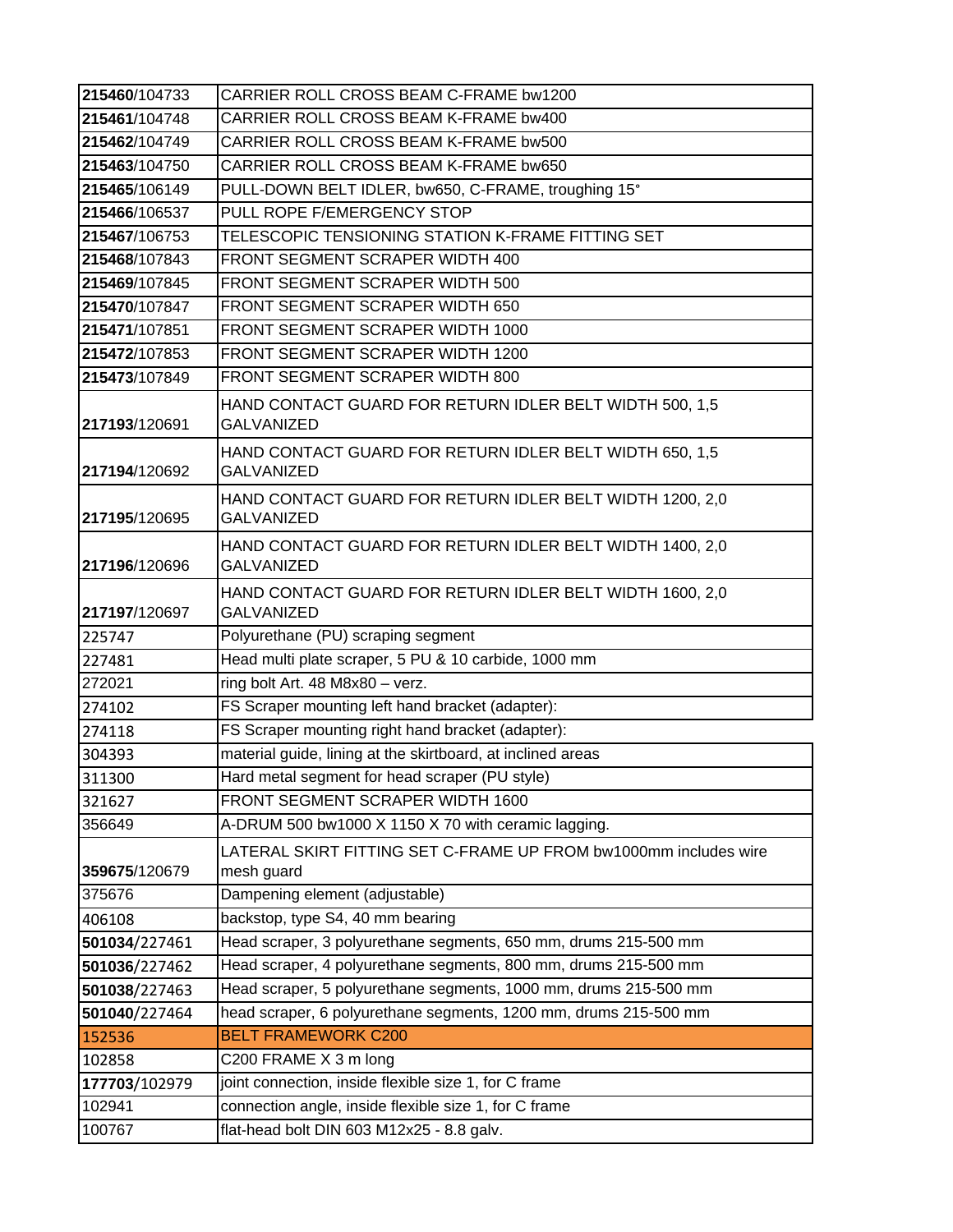| | |
|---|---|
| **215460**/104733 | CARRIER ROLL CROSS BEAM C-FRAME bw1200 |
| **215461**/104748 | CARRIER ROLL CROSS BEAM K-FRAME bw400 |
| **215462**/104749 | CARRIER ROLL CROSS BEAM K-FRAME bw500 |
| **215463**/104750 | CARRIER ROLL CROSS BEAM K-FRAME bw650 |
| **215465**/106149 | PULL-DOWN BELT IDLER, bw650, C-FRAME, troughing 15° |
| **215466**/106537 | PULL ROPE F/EMERGENCY STOP |
| **215467**/106753 | TELESCOPIC TENSIONING STATION K-FRAME FITTING SET |
| **215468**/107843 | FRONT SEGMENT SCRAPER WIDTH 400 |
| **215469**/107845 | FRONT SEGMENT SCRAPER WIDTH 500 |
| **215470**/107847 | FRONT SEGMENT SCRAPER WIDTH 650 |
| **215471**/107851 | FRONT SEGMENT SCRAPER WIDTH 1000 |
| **215472**/107853 | FRONT SEGMENT SCRAPER WIDTH 1200 |
| **215473**/107849 | FRONT SEGMENT SCRAPER WIDTH 800 |
| **217193**/120691 | HAND CONTACT GUARD FOR RETURN IDLER BELT WIDTH 500, 1,5 GALVANIZED |
| **217194**/120692 | HAND CONTACT GUARD FOR RETURN IDLER BELT WIDTH 650, 1,5 GALVANIZED |
| **217195**/120695 | HAND CONTACT GUARD FOR RETURN IDLER BELT WIDTH 1200, 2,0 GALVANIZED |
| **217196**/120696 | HAND CONTACT GUARD FOR RETURN IDLER BELT WIDTH 1400, 2,0 GALVANIZED |
| **217197**/120697 | HAND CONTACT GUARD FOR RETURN IDLER BELT WIDTH 1600, 2,0 GALVANIZED |
| 225747 | Polyurethane (PU) scraping segment |
| 227481 | Head multi plate scraper, 5 PU & 10 carbide, 1000 mm |
| 272021 | ring bolt Art. 48 M8x80 – verz. |
| 274102 | FS Scraper mounting left hand bracket (adapter): |
| 274118 | FS Scraper mounting right hand bracket (adapter): |
| 304393 | material guide, lining at the skirtboard, at inclined areas |
| 311300 | Hard metal segment for head scraper (PU style) |
| 321627 | FRONT SEGMENT SCRAPER WIDTH 1600 |
| 356649 | A-DRUM 500 bw1000 X 1150 X 70 with ceramic lagging. |
| **359675**/120679 | LATERAL SKIRT FITTING SET C-FRAME UP FROM bw1000mm includes wire mesh guard |
| 375676 | Dampening element (adjustable) |
| 406108 | backstop, type S4, 40 mm bearing |
| **501034**/227461 | Head scraper, 3 polyurethane segments, 650 mm, drums 215-500 mm |
| **501036**/227462 | Head scraper, 4 polyurethane segments, 800 mm, drums 215-500 mm |
| **501038**/227463 | Head scraper, 5 polyurethane segments, 1000 mm, drums 215-500 mm |
| **501040**/227464 | head scraper, 6 polyurethane segments, 1200 mm, drums 215-500 mm |
| 152536 | BELT FRAMEWORK C200 |
| 102858 | C200 FRAME X 3 m long |
| **177703**/102979 | joint connection, inside flexible size 1, for C frame |
| 102941 | connection angle, inside flexible size 1, for C frame |
| 100767 | flat-head bolt DIN 603 M12x25 - 8.8 galv. |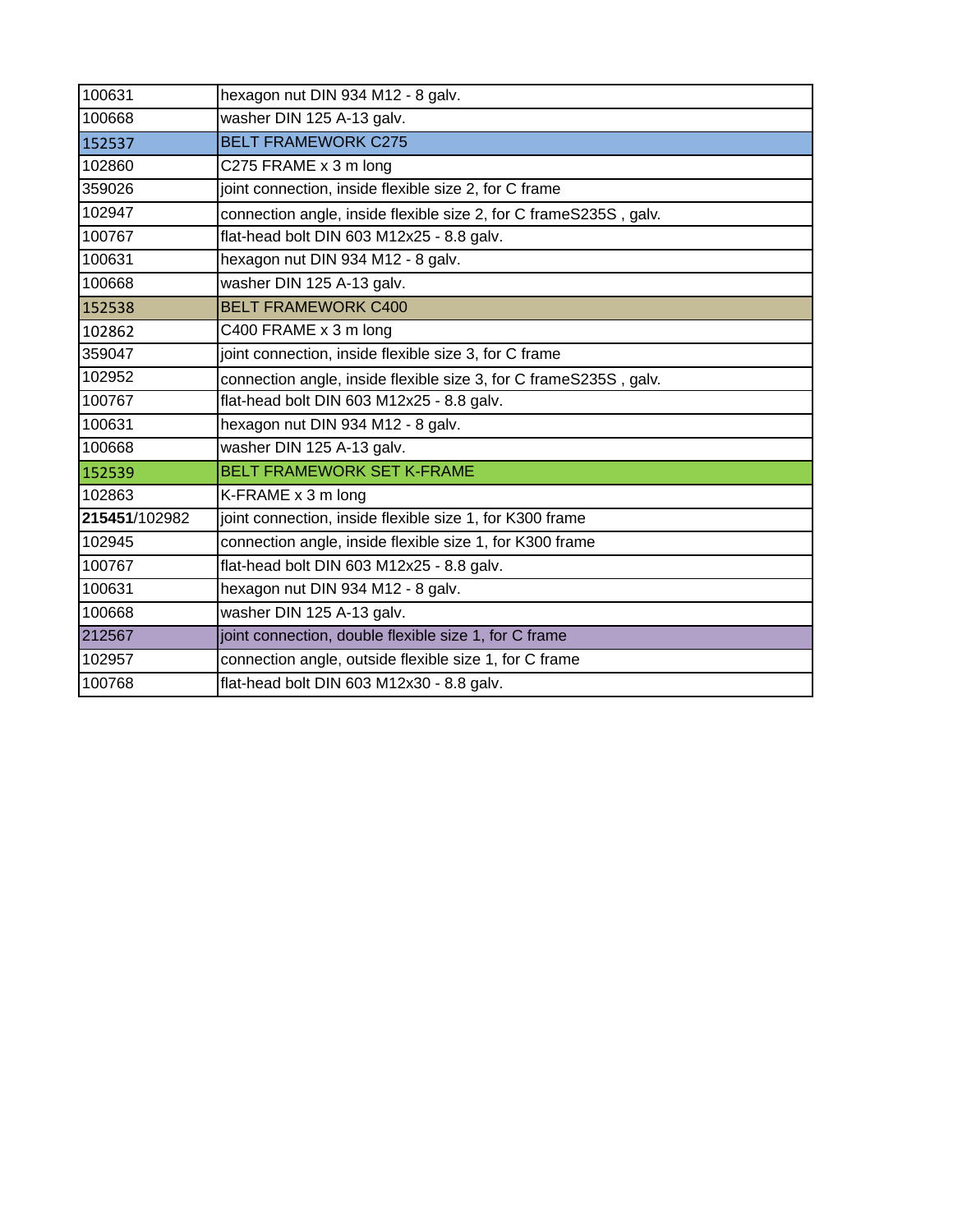| | |
|---|---|
| 100631 | hexagon nut DIN 934 M12 - 8 galv. |
| 100668 | washer DIN 125 A-13 galv. |
| 152537 | BELT FRAMEWORK C275 |
| 102860 | C275 FRAME x 3 m long |
| 359026 | joint connection, inside flexible size 2, for C frame |
| 102947 | connection angle, inside flexible size 2, for C frameS235S , galv. |
| 100767 | flat-head bolt DIN 603 M12x25 - 8.8 galv. |
| 100631 | hexagon nut DIN 934 M12 - 8 galv. |
| 100668 | washer DIN 125 A-13 galv. |
| 152538 | BELT FRAMEWORK C400 |
| 102862 | C400 FRAME x 3 m long |
| 359047 | joint connection, inside flexible size 3, for C frame |
| 102952 | connection angle, inside flexible size 3, for C frameS235S , galv. |
| 100767 | flat-head bolt DIN 603 M12x25 - 8.8 galv. |
| 100631 | hexagon nut DIN 934 M12 - 8 galv. |
| 100668 | washer DIN 125 A-13 galv. |
| 152539 | BELT FRAMEWORK SET K-FRAME |
| 102863 | K-FRAME x 3 m long |
| **215451**/102982 | joint connection, inside flexible size 1, for K300 frame |
| 102945 | connection angle, inside flexible size 1, for K300 frame |
| 100767 | flat-head bolt DIN 603 M12x25 - 8.8 galv. |
| 100631 | hexagon nut DIN 934 M12 - 8 galv. |
| 100668 | washer DIN 125 A-13 galv. |
| 212567 | joint connection, double flexible size 1, for C frame |
| 102957 | connection angle, outside flexible size 1, for C frame |
| 100768 | flat-head bolt DIN 603 M12x30 - 8.8 galv. |